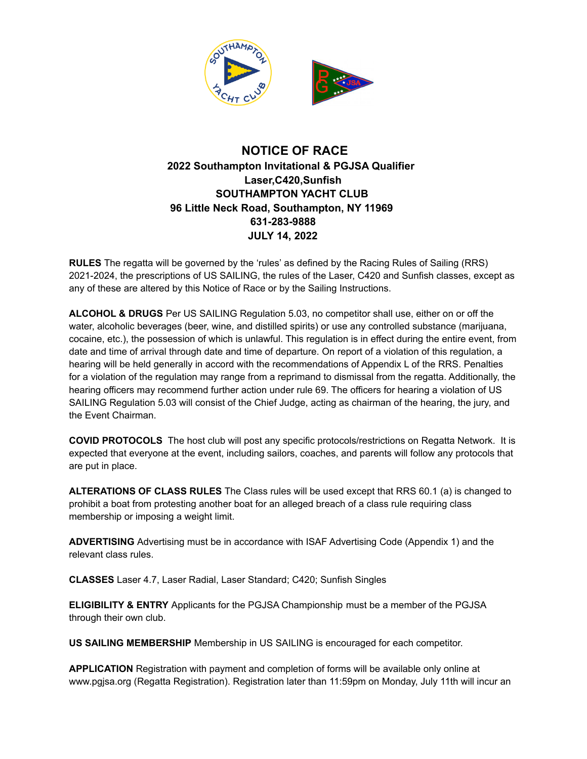# NOTICE OF RACE

## 2022 Southampton Invitational & PGJSA Qualifier
## Laser,C420,Sunfish
## SOUTHAMPTON YACHT CLUB
## 96 Little Neck Road, Southampton, NY 11969
## 631-283-9888
## JULY 14, 2022

**RULES** The regatta will be governed by the 'rules' as defined by the Racing Rules of Sailing (RRS) 2021-2024, the prescriptions of US SAILING, the rules of the Laser, C420 and Sunfish classes, except as any of these are altered by this Notice of Race or by the Sailing Instructions.

**ALCOHOL & DRUGS** Per US SAILING Regulation 5.03, no competitor shall use, either on or off the water, alcoholic beverages (beer, wine, and distilled spirits) or use any controlled substance (marijuana, cocaine, etc.), the possession of which is unlawful. This regulation is in effect during the entire event, from date and time of arrival through date and time of departure. On report of a violation of this regulation, a hearing will be held generally in accord with the recommendations of Appendix L of the RRS. Penalties for a violation of the regulation may range from a reprimand to dismissal from the regatta. Additionally, the hearing officers may recommend further action under rule 69. The officers for hearing a violation of US SAILING Regulation 5.03 will consist of the Chief Judge, acting as chairman of the hearing, the jury, and the Event Chairman.

**COVID PROTOCOLS** The host club will post any specific protocols/restrictions on Regatta Network. It is expected that everyone at the event, including sailors, coaches, and parents will follow any protocols that are put in place.

**ALTERATIONS OF CLASS RULES** The Class rules will be used except that RRS 60.1 (a) is changed to prohibit a boat from protesting another boat for an alleged breach of a class rule requiring class membership or imposing a weight limit.

**ADVERTISING** Advertising must be in accordance with ISAF Advertising Code (Appendix 1) and the relevant class rules.

**CLASSES** Laser 4.7, Laser Radial, Laser Standard; C420; Sunfish Singles

**ELIGIBILITY & ENTRY** Applicants for the PGJSA Championship must be a member of the PGJSA through their own club.

**US SAILING MEMBERSHIP** Membership in US SAILING is encouraged for each competitor.

**APPLICATION** Registration with payment and completion of forms will be available only online at www.pgjsa.org (Regatta Registration). Registration later than 11:59pm on Monday, July 11th will incur an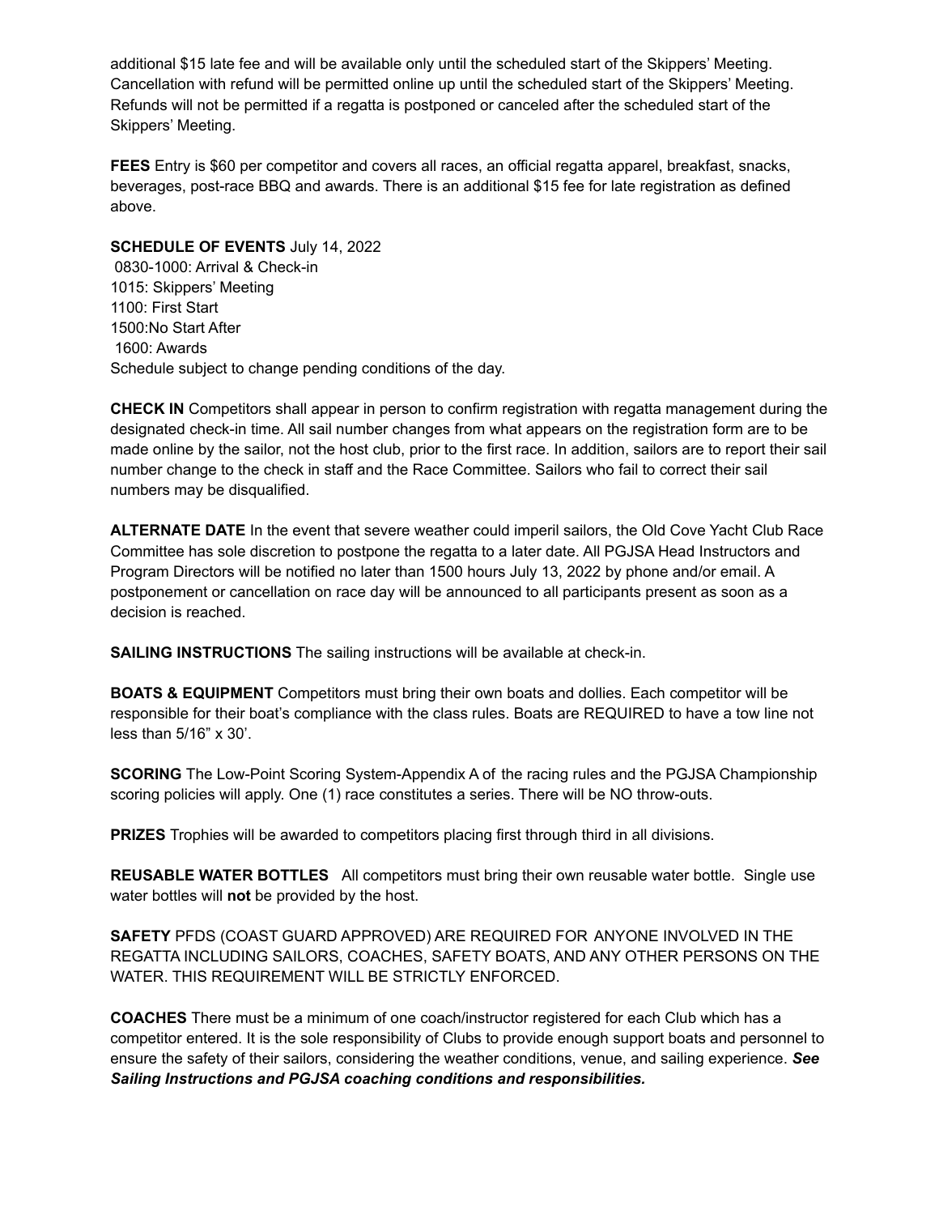additional $15 late fee and will be available only until the scheduled start of the Skippers' Meeting. Cancellation with refund will be permitted online up until the scheduled start of the Skippers' Meeting. Refunds will not be permitted if a regatta is postponed or canceled after the scheduled start of the Skippers' Meeting.

**FEES** Entry is $60 per competitor and covers all races, an official regatta apparel, breakfast, snacks, beverages, post-race BBQ and awards. There is an additional $15 fee for late registration as defined above.

**SCHEDULE OF EVENTS** July 14, 2022
0830-1000: Arrival & Check-in
1015: Skippers' Meeting
1100: First Start
1500:No Start After
1600: Awards
Schedule subject to change pending conditions of the day.

**CHECK IN** Competitors shall appear in person to confirm registration with regatta management during the designated check-in time. All sail number changes from what appears on the registration form are to be made online by the sailor, not the host club, prior to the first race. In addition, sailors are to report their sail number change to the check in staff and the Race Committee. Sailors who fail to correct their sail numbers may be disqualified.

**ALTERNATE DATE** In the event that severe weather could imperil sailors, the Old Cove Yacht Club Race Committee has sole discretion to postpone the regatta to a later date. All PGJSA Head Instructors and Program Directors will be notified no later than 1500 hours July 13, 2022 by phone and/or email. A postponement or cancellation on race day will be announced to all participants present as soon as a decision is reached.

**SAILING INSTRUCTIONS** The sailing instructions will be available at check-in.

**BOATS & EQUIPMENT** Competitors must bring their own boats and dollies. Each competitor will be responsible for their boat's compliance with the class rules. Boats are REQUIRED to have a tow line not less than 5/16" x 30'.

**SCORING** The Low-Point Scoring System-Appendix A of the racing rules and the PGJSA Championship scoring policies will apply. One (1) race constitutes a series. There will be NO throw-outs.

**PRIZES** Trophies will be awarded to competitors placing first through third in all divisions.

**REUSABLE WATER BOTTLES** All competitors must bring their own reusable water bottle. Single use water bottles will **not** be provided by the host.

**SAFETY** PFDS (COAST GUARD APPROVED) ARE REQUIRED FOR ANYONE INVOLVED IN THE REGATTA INCLUDING SAILORS, COACHES, SAFETY BOATS, AND ANY OTHER PERSONS ON THE WATER. THIS REQUIREMENT WILL BE STRICTLY ENFORCED.

**COACHES** There must be a minimum of one coach/instructor registered for each Club which has a competitor entered. It is the sole responsibility of Clubs to provide enough support boats and personnel to ensure the safety of their sailors, considering the weather conditions, venue, and sailing experience. ***See Sailing Instructions and PGJSA coaching conditions and responsibilities.***